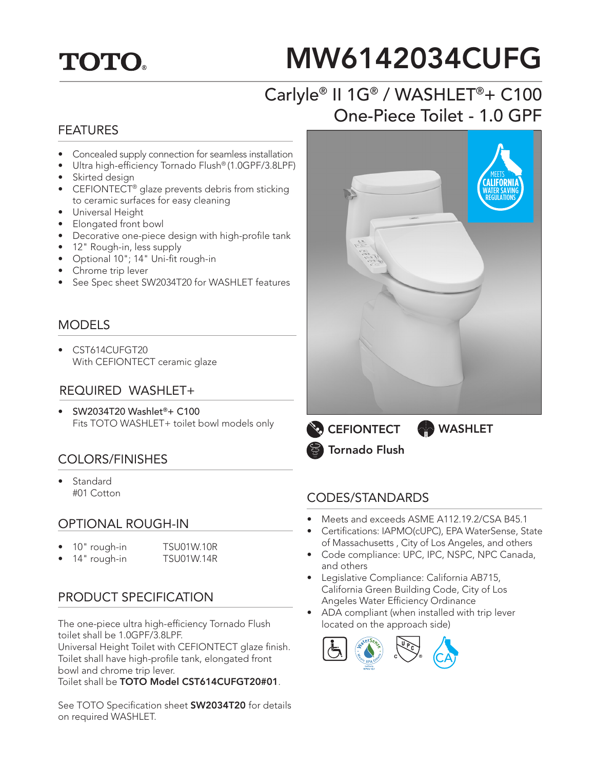TOTO®

# MW6142034CUFG

## Carlyle® II 1G® / WASHLET®+ C100
## One-Piece Toilet - 1.0 GPF

## FEATURES

- Concealed supply connection for seamless installation
- Ultra high-efficiency Tornado Flush® (1.0GPF/3.8LPF)
- Skirted design
- CEFIONTECT® glaze prevents debris from sticking to ceramic surfaces for easy cleaning
- Universal Height
- Elongated front bowl
- Decorative one-piece design with high-profile tank
- 12" Rough-in, less supply
- Optional 10"; 14" Uni-fit rough-in
- Chrome trip lever
- See Spec sheet SW2034T20 for WASHLET features

## MODELS

- CST614CUFGT20
  With CEFIONTECT ceramic glaze

## REQUIRED WASHLET+

- SW2034T20 Washlet®+ C100
  Fits TOTO WASHLET+ toilet bowl models only

## COLORS/FINISHES

- Standard
  #01 Cotton

## OPTIONAL ROUGH-IN

- 10" rough-in TSU01W.10R
- 14" rough-in TSU01W.14R

## PRODUCT SPECIFICATION

The one-piece ultra high-efficiency Tornado Flush toilet shall be 1.0GPF/3.8LPF.
Universal Height Toilet with CEFIONTECT glaze finish.
Toilet shall have high-profile tank, elongated front bowl and chrome trip lever.
Toilet shall be **TOTO Model CST614CUFGT20#01**.

See TOTO Specification sheet **SW2034T20** for details on required WASHLET.

MEETS CALIFORNIA WATER SAVING REGULATIONS

CEFIONTECT  WASHLET  Tornado Flush

## CODES/STANDARDS

- Meets and exceeds ASME A112.19.2/CSA B45.1
- Certifications: IAPMO(cUPC), EPA WaterSense, State of Massachusetts , City of Los Angeles, and others
- Code compliance: UPC, IPC, NSPC, NPC Canada, and others
- Legislative Compliance: California AB715, California Green Building Code, City of Los Angeles Water Efficiency Ordinance
- ADA compliant (when installed with trip lever located on the approach side)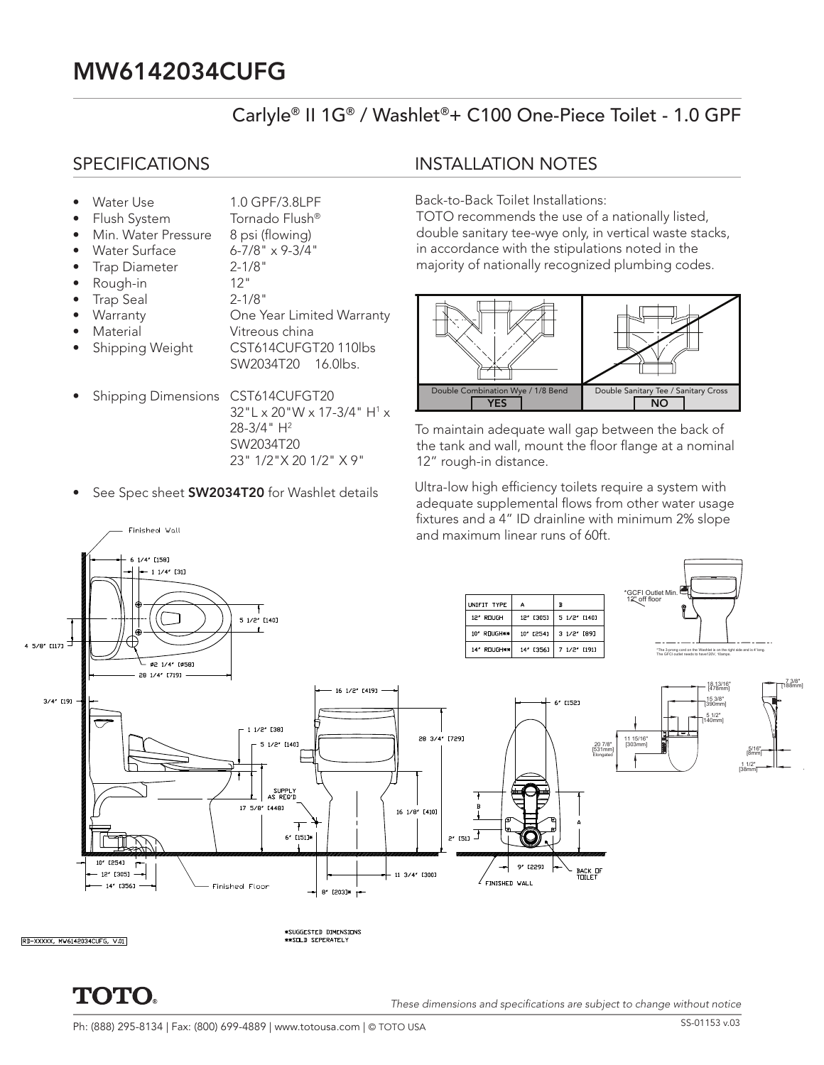# MW6142034CUFG

## Carlyle® II 1G® / Washlet®+ C100 One-Piece Toilet - 1.0 GPF

## SPECIFICATIONS

- Water Use 1.0 GPF/3.8LPF
- Flush System Tornado Flush®
- Min. Water Pressure 8 psi (flowing)
- Water Surface 6-7/8" x 9-3/4"
- Trap Diameter 2-1/8"
- Rough-in 12"
- Trap Seal 2-1/8"
- Warranty One Year Limited Warranty
- Material Vitreous china
- Shipping Weight CST614CUFGT20 110lbs
  SW2034T20 16.0lbs.
- Shipping Dimensions CST614CUFGT20
  32"L x 20"W x 17-3/4" H[1] x 28-3/4" H[2]
  SW2034T20
  23" 1/2"X 20 1/2" X 9"
- See Spec sheet **SW2034T20** for Washlet details

## INSTALLATION NOTES

Back-to-Back Toilet Installations:
TOTO recommends the use of a nationally listed, double sanitary tee-wye only, in vertical waste stacks, in accordance with the stipulations noted in the majority of nationally recognized plumbing codes.

| Double Combination Wye / 1/8 Bend | Double Sanitary Tee / Sanitary Cross |
|---|---|
| YES | NO |

To maintain adequate wall gap between the back of the tank and wall, mount the floor flange at a nominal 12" rough-in distance.

Ultra-low high efficiency toilets require a system with adequate supplemental flows from other water usage fixtures and a 4" ID drainline with minimum 2% slope and maximum linear runs of 60ft.

| UNIFIT TYPE | A | B |
|---|---|---|
| 12" ROUGH | 12" [305] | 5 1/2" [140] |
| 10" ROUGH** | 10" [254] | 3 1/2" [89] |
| 14" ROUGH** | 14" [356] | 7 1/2" [191] |

*GFCI Outlet Min. 12" off floor

*The 3-prong cord on the Washlet is on the right side and is 4' long. The GFCI outlet needs to have120V, 10amps.

Finished Wall
6 1/4" [158]
1 1/4" [31]
5 1/2" [140]
4 5/8" [117]
Ø2 1/4" [Ø58]
28 1/4" [719]
3/4" [19]
16 1/2" [419]
1 1/2" [38]
5 1/2" [140]
28 3/4" [729]
SUPPLY AS REQ'D
17 5/8" [448]
16 1/8" [410]
6" [151]*
2" [51]
10" [254]
12" [305]
14" [356]
Finished Floor
11 3/4" [300]
8" [203]*
6" [152]
B
A
9" [229]
BACK OF TOILET
FINISHED WALL
18 13/16" [478mm]
15 3/8" [390mm]
5 1/2" [140mm]
20 7/8" [531mm] Elongated
11 15/16" [303mm]
7 3/8" [188mm]
5/16" [8mm]
1 1/2" [38mm]

RD-XXXXX, MW6142034CUFG, V.01

*SUGGESTED DIMENSIONS
**SOLD SEPERATELY

*These dimensions and specifications are subject to change without notice*

Ph: (888) 295-8134 | Fax: (800) 699-4889 | www.totousa.com | © TOTO USA

SS-01153 v.03